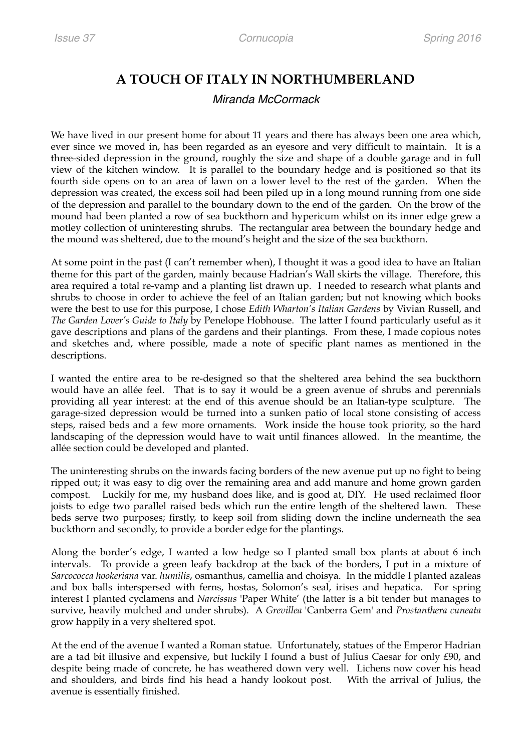# A TOUCH OF ITALY IN NORTHUMBERLAND

*Miranda McCormack*

We have lived in our present home for about 11 years and there has always been one area which, ever since we moved in, has been regarded as an eyesore and very difficult to maintain. It is a three-sided depression in the ground, roughly the size and shape of a double garage and in full view of the kitchen window. It is parallel to the boundary hedge and is positioned so that its fourth side opens on to an area of lawn on a lower level to the rest of the garden. When the depression was created, the excess soil had been piled up in a long mound running from one side of the depression and parallel to the boundary down to the end of the garden. On the brow of the mound had been planted a row of sea buckthorn and hypericum whilst on its inner edge grew a motley collection of uninteresting shrubs. The rectangular area between the boundary hedge and the mound was sheltered, due to the mound's height and the size of the sea buckthorn.

At some point in the past (I can't remember when), I thought it was a good idea to have an Italian theme for this part of the garden, mainly because Hadrian's Wall skirts the village. Therefore, this area required a total re-vamp and a planting list drawn up. I needed to research what plants and shrubs to choose in order to achieve the feel of an Italian garden; but not knowing which books were the best to use for this purpose, I chose *Edith Wharton's Italian Gardens* by Vivian Russell, and *The Garden Lover's Guide to Italy* by Penelope Hobhouse. The latter I found particularly useful as it gave descriptions and plans of the gardens and their plantings. From these, I made copious notes and sketches and, where possible, made a note of specific plant names as mentioned in the descriptions.

I wanted the entire area to be re-designed so that the sheltered area behind the sea buckthorn would have an allée feel. That is to say it would be a green avenue of shrubs and perennials providing all year interest: at the end of this avenue should be an Italian-type sculpture. The garage-sized depression would be turned into a sunken patio of local stone consisting of access steps, raised beds and a few more ornaments. Work inside the house took priority, so the hard landscaping of the depression would have to wait until finances allowed. In the meantime, the allée section could be developed and planted.

The uninteresting shrubs on the inwards facing borders of the new avenue put up no fight to being ripped out; it was easy to dig over the remaining area and add manure and home grown garden compost. Luckily for me, my husband does like, and is good at, DIY. He used reclaimed floor joists to edge two parallel raised beds which run the entire length of the sheltered lawn. These beds serve two purposes; firstly, to keep soil from sliding down the incline underneath the sea buckthorn and secondly, to provide a border edge for the plantings.

Along the border's edge, I wanted a low hedge so I planted small box plants at about 6 inch intervals. To provide a green leafy backdrop at the back of the borders, I put in a mixture of *Sarcococca hookeriana* var. *humilis*, osmanthus, camellia and choisya. In the middle I planted azaleas and box balls interspersed with ferns, hostas, Solomon's seal, irises and hepatica. For spring interest I planted cyclamens and *Narcissus* 'Paper White' (the latter is a bit tender but manages to survive, heavily mulched and under shrubs). A *Grevillea* 'Canberra Gem' and *Prostanthera cuneata* grow happily in a very sheltered spot.

At the end of the avenue I wanted a Roman statue. Unfortunately, statues of the Emperor Hadrian are a tad bit illusive and expensive, but luckily I found a bust of Julius Caesar for only £90, and despite being made of concrete, he has weathered down very well. Lichens now cover his head and shoulders, and birds find his head a handy lookout post. With the arrival of Julius, the avenue is essentially finished.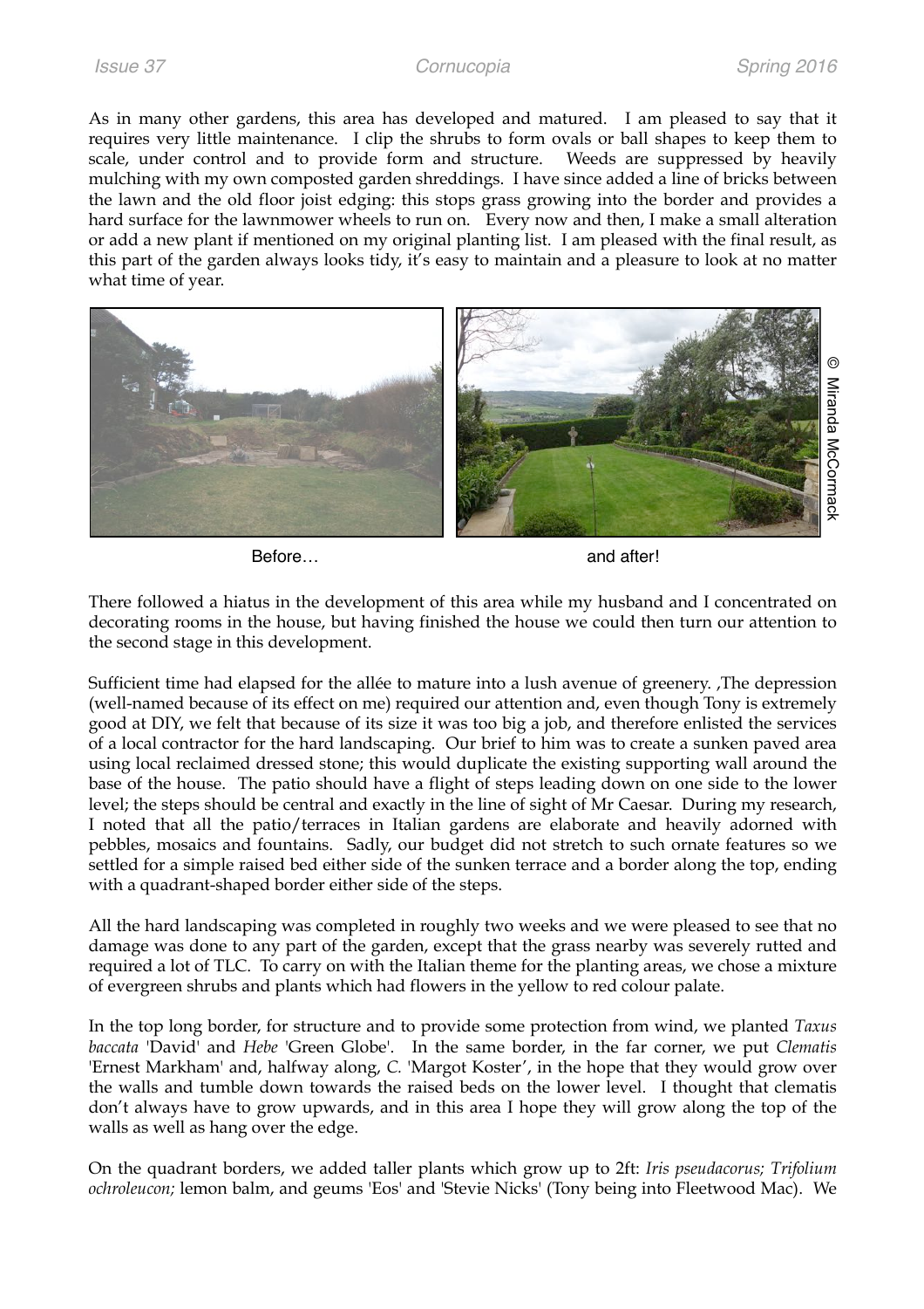As in many other gardens, this area has developed and matured. I am pleased to say that it requires very little maintenance. I clip the shrubs to form ovals or ball shapes to keep them to scale, under control and to provide form and structure. Weeds are suppressed by heavily mulching with my own composted garden shreddings. I have since added a line of bricks between the lawn and the old floor joist edging: this stops grass growing into the border and provides a hard surface for the lawnmower wheels to run on. Every now and then, I make a small alteration or add a new plant if mentioned on my original planting list. I am pleased with the final result, as this part of the garden always looks tidy, it's easy to maintain and a pleasure to look at no matter what time of year.

Before… and after!

© Miranda McCormack

There followed a hiatus in the development of this area while my husband and I concentrated on decorating rooms in the house, but having finished the house we could then turn our attention to the second stage in this development.

Sufficient time had elapsed for the allée to mature into a lush avenue of greenery. ,The depression (well-named because of its effect on me) required our attention and, even though Tony is extremely good at DIY, we felt that because of its size it was too big a job, and therefore enlisted the services of a local contractor for the hard landscaping. Our brief to him was to create a sunken paved area using local reclaimed dressed stone; this would duplicate the existing supporting wall around the base of the house. The patio should have a flight of steps leading down on one side to the lower level; the steps should be central and exactly in the line of sight of Mr Caesar. During my research, I noted that all the patio/terraces in Italian gardens are elaborate and heavily adorned with pebbles, mosaics and fountains. Sadly, our budget did not stretch to such ornate features so we settled for a simple raised bed either side of the sunken terrace and a border along the top, ending with a quadrant-shaped border either side of the steps.

All the hard landscaping was completed in roughly two weeks and we were pleased to see that no damage was done to any part of the garden, except that the grass nearby was severely rutted and required a lot of TLC. To carry on with the Italian theme for the planting areas, we chose a mixture of evergreen shrubs and plants which had flowers in the yellow to red colour palate.

In the top long border, for structure and to provide some protection from wind, we planted *Taxus baccata* 'David' and *Hebe* 'Green Globe'. In the same border, in the far corner, we put *Clematis* 'Ernest Markham' and, halfway along, *C.* 'Margot Koster', in the hope that they would grow over the walls and tumble down towards the raised beds on the lower level. I thought that clematis don't always have to grow upwards, and in this area I hope they will grow along the top of the walls as well as hang over the edge.

On the quadrant borders, we added taller plants which grow up to 2ft: *Iris pseudacorus; Trifolium ochroleucon;* lemon balm, and geums 'Eos' and 'Stevie Nicks' (Tony being into Fleetwood Mac). We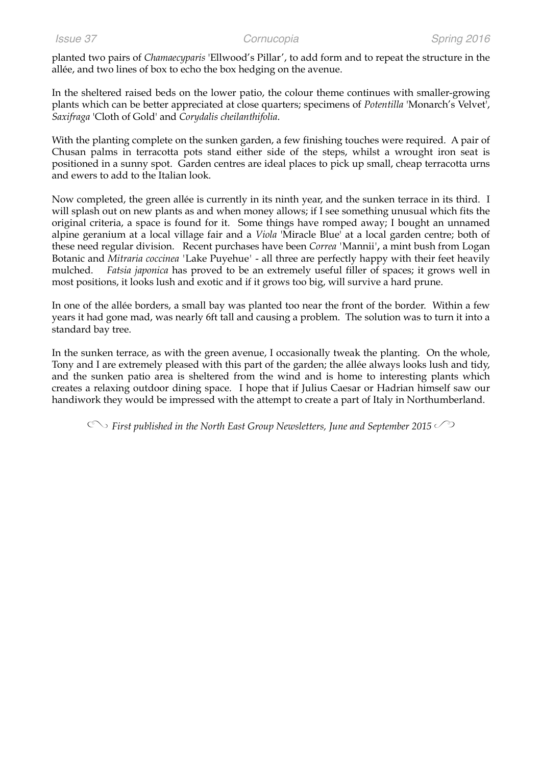planted two pairs of *Chamaecyparis* 'Ellwood's Pillar', to add form and to repeat the structure in the allée, and two lines of box to echo the box hedging on the avenue.

In the sheltered raised beds on the lower patio, the colour theme continues with smaller-growing plants which can be better appreciated at close quarters; specimens of *Potentilla* 'Monarch's Velvet', *Saxifraga* 'Cloth of Gold' and *Corydalis cheilanthifolia*.

With the planting complete on the sunken garden, a few finishing touches were required. A pair of Chusan palms in terracotta pots stand either side of the steps, whilst a wrought iron seat is positioned in a sunny spot. Garden centres are ideal places to pick up small, cheap terracotta urns and ewers to add to the Italian look.

Now completed, the green allée is currently in its ninth year, and the sunken terrace in its third. I will splash out on new plants as and when money allows; if I see something unusual which fits the original criteria, a space is found for it. Some things have romped away; I bought an unnamed alpine geranium at a local village fair and a *Viola* 'Miracle Blue' at a local garden centre; both of these need regular division. Recent purchases have been *Correa* 'Mannii', a mint bush from Logan Botanic and *Mitraria coccinea* 'Lake Puyehue' - all three are perfectly happy with their feet heavily mulched. *Fatsia japonica* has proved to be an extremely useful filler of spaces; it grows well in most positions, it looks lush and exotic and if it grows too big, will survive a hard prune.

In one of the allée borders, a small bay was planted too near the front of the border. Within a few years it had gone mad, was nearly 6ft tall and causing a problem. The solution was to turn it into a standard bay tree.

In the sunken terrace, as with the green avenue, I occasionally tweak the planting. On the whole, Tony and I are extremely pleased with this part of the garden; the allée always looks lush and tidy, and the sunken patio area is sheltered from the wind and is home to interesting plants which creates a relaxing outdoor dining space. I hope that if Julius Caesar or Hadrian himself saw our handiwork they would be impressed with the attempt to create a part of Italy in Northumberland.

*First published in the North East Group Newsletters, June and September 2015*